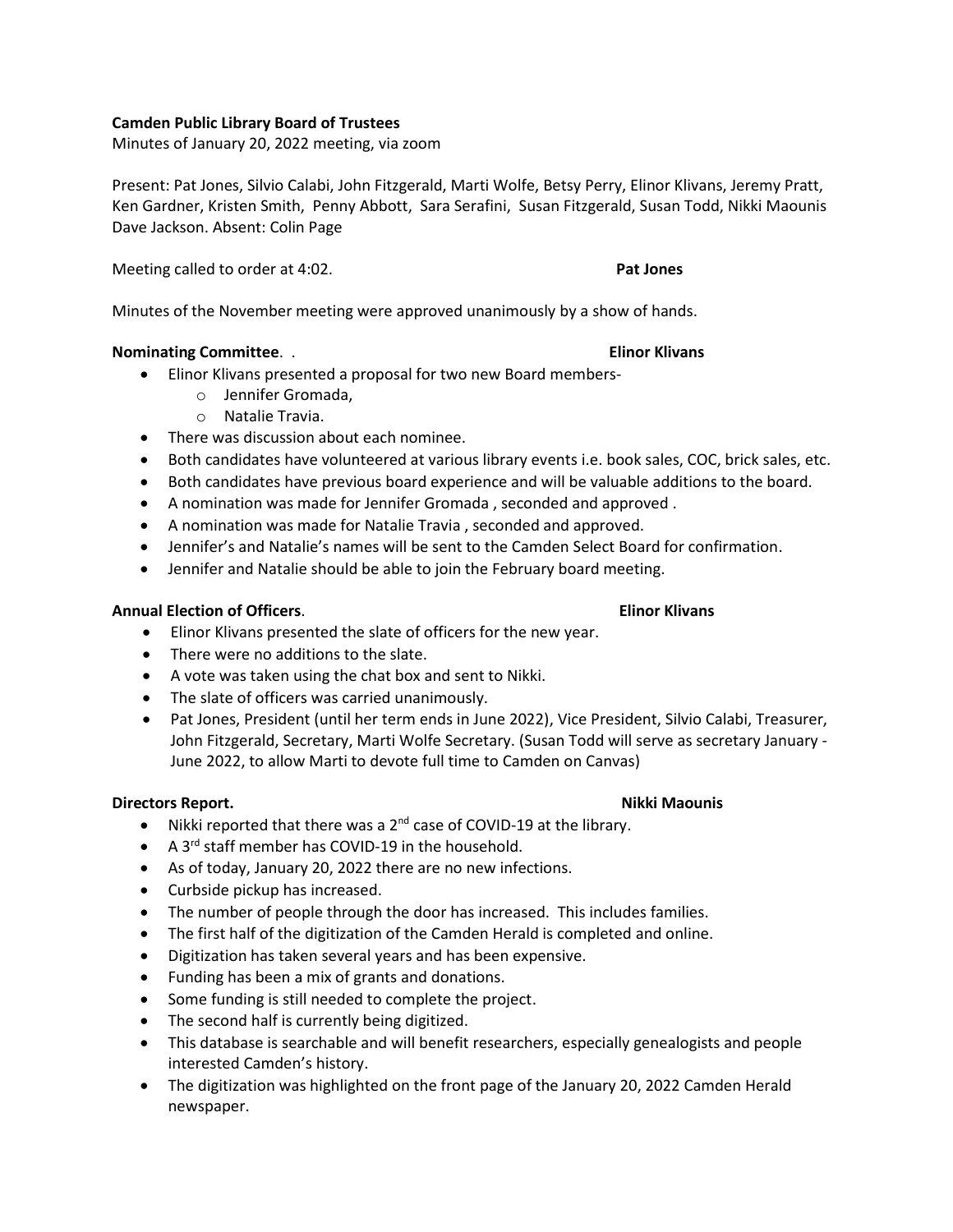**Camden Public Library Board of Trustees**

Minutes of January 20, 2022 meeting, via zoom

Present: Pat Jones, Silvio Calabi, John Fitzgerald, Marti Wolfe, Betsy Perry, Elinor Klivans, Jeremy Pratt, Ken Gardner, Kristen Smith, Penny Abbott, Sara Serafini, Susan Fitzgerald, Susan Todd, Nikki Maounis Dave Jackson. Absent: Colin Page

Meeting called to order at 4:02. **Pat Jones**

Minutes of the November meeting were approved unanimously by a show of hands.

**Nominating Committee**. . **Elinor Klivans**

- Elinor Klivans presented a proposal for two new Board members-
  - Jennifer Gromada,
  - Natalie Travia.
- There was discussion about each nominee.
- Both candidates have volunteered at various library events i.e. book sales, COC, brick sales, etc.
- Both candidates have previous board experience and will be valuable additions to the board.
- A nomination was made for Jennifer Gromada , seconded and approved .
- A nomination was made for Natalie Travia , seconded and approved.
- Jennifer's and Natalie's names will be sent to the Camden Select Board for confirmation.
- Jennifer and Natalie should be able to join the February board meeting.

**Annual Election of Officers**. **Elinor Klivans**

- Elinor Klivans presented the slate of officers for the new year.
- There were no additions to the slate.
- A vote was taken using the chat box and sent to Nikki.
- The slate of officers was carried unanimously.
- Pat Jones, President (until her term ends in June 2022), Vice President, Silvio Calabi, Treasurer, John Fitzgerald, Secretary, Marti Wolfe Secretary. (Susan Todd will serve as secretary January - June 2022, to allow Marti to devote full time to Camden on Canvas)

**Directors Report.** **Nikki Maounis**

- Nikki reported that there was a 2nd case of COVID-19 at the library.
- A 3rd staff member has COVID-19 in the household.
- As of today, January 20, 2022 there are no new infections.
- Curbside pickup has increased.
- The number of people through the door has increased. This includes families.
- The first half of the digitization of the Camden Herald is completed and online.
- Digitization has taken several years and has been expensive.
- Funding has been a mix of grants and donations.
- Some funding is still needed to complete the project.
- The second half is currently being digitized.
- This database is searchable and will benefit researchers, especially genealogists and people interested Camden's history.
- The digitization was highlighted on the front page of the January 20, 2022 Camden Herald newspaper.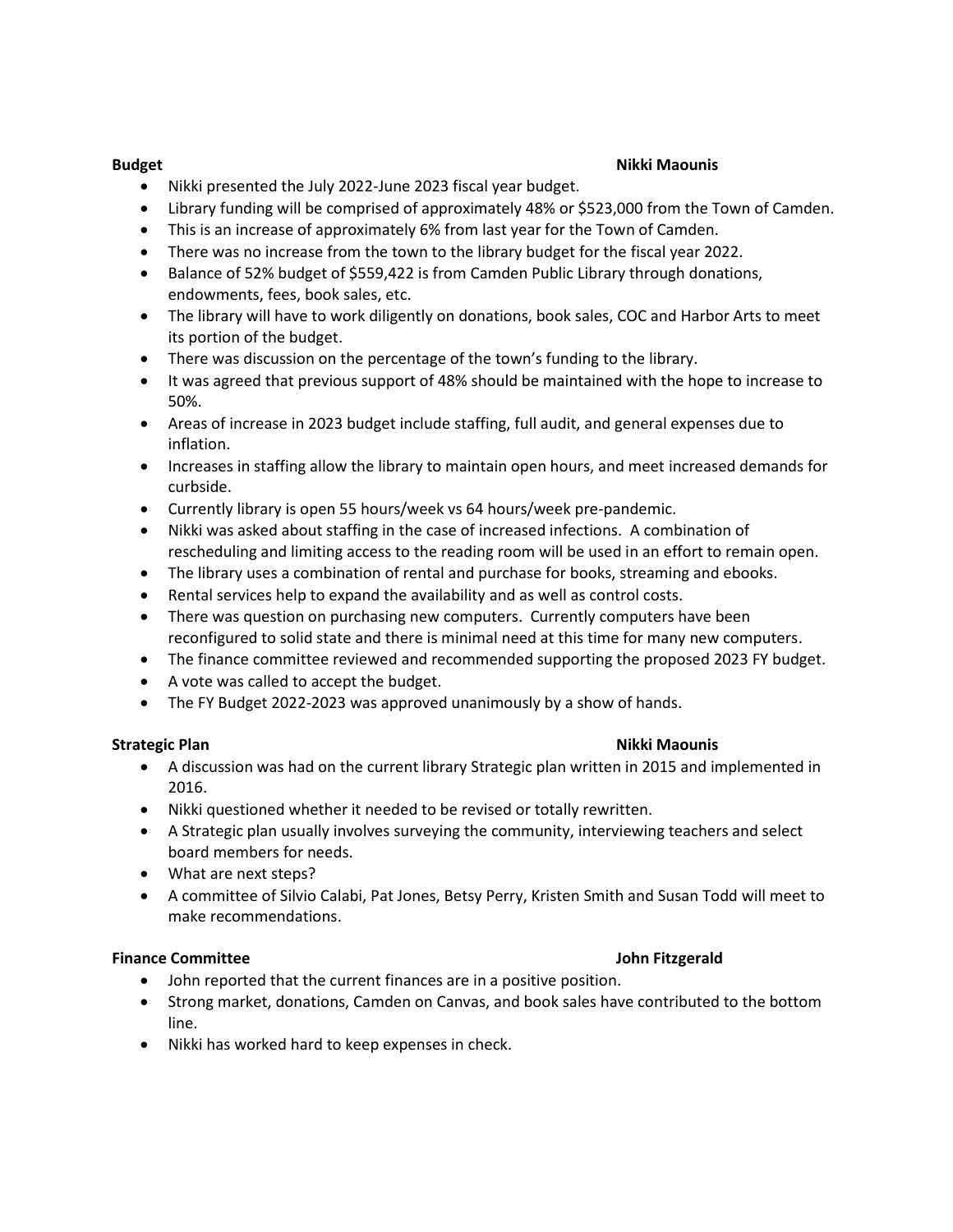**Budget** **Nikki Maounis**

- Nikki presented the July 2022-June 2023 fiscal year budget.
- Library funding will be comprised of approximately 48% or $523,000 from the Town of Camden.
- This is an increase of approximately 6% from last year for the Town of Camden.
- There was no increase from the town to the library budget for the fiscal year 2022.
- Balance of 52% budget of $559,422 is from Camden Public Library through donations, endowments, fees, book sales, etc.
- The library will have to work diligently on donations, book sales, COC and Harbor Arts to meet its portion of the budget.
- There was discussion on the percentage of the town's funding to the library.
- It was agreed that previous support of 48% should be maintained with the hope to increase to 50%.
- Areas of increase in 2023 budget include staffing, full audit, and general expenses due to inflation.
- Increases in staffing allow the library to maintain open hours, and meet increased demands for curbside.
- Currently library is open 55 hours/week vs 64 hours/week pre-pandemic.
- Nikki was asked about staffing in the case of increased infections. A combination of rescheduling and limiting access to the reading room will be used in an effort to remain open.
- The library uses a combination of rental and purchase for books, streaming and ebooks.
- Rental services help to expand the availability and as well as control costs.
- There was question on purchasing new computers. Currently computers have been reconfigured to solid state and there is minimal need at this time for many new computers.
- The finance committee reviewed and recommended supporting the proposed 2023 FY budget.
- A vote was called to accept the budget.
- The FY Budget 2022-2023 was approved unanimously by a show of hands.

**Strategic Plan** **Nikki Maounis**

- A discussion was had on the current library Strategic plan written in 2015 and implemented in 2016.
- Nikki questioned whether it needed to be revised or totally rewritten.
- A Strategic plan usually involves surveying the community, interviewing teachers and select board members for needs.
- What are next steps?
- A committee of Silvio Calabi, Pat Jones, Betsy Perry, Kristen Smith and Susan Todd will meet to make recommendations.

**Finance Committee** **John Fitzgerald**

- John reported that the current finances are in a positive position.
- Strong market, donations, Camden on Canvas, and book sales have contributed to the bottom line.
- Nikki has worked hard to keep expenses in check.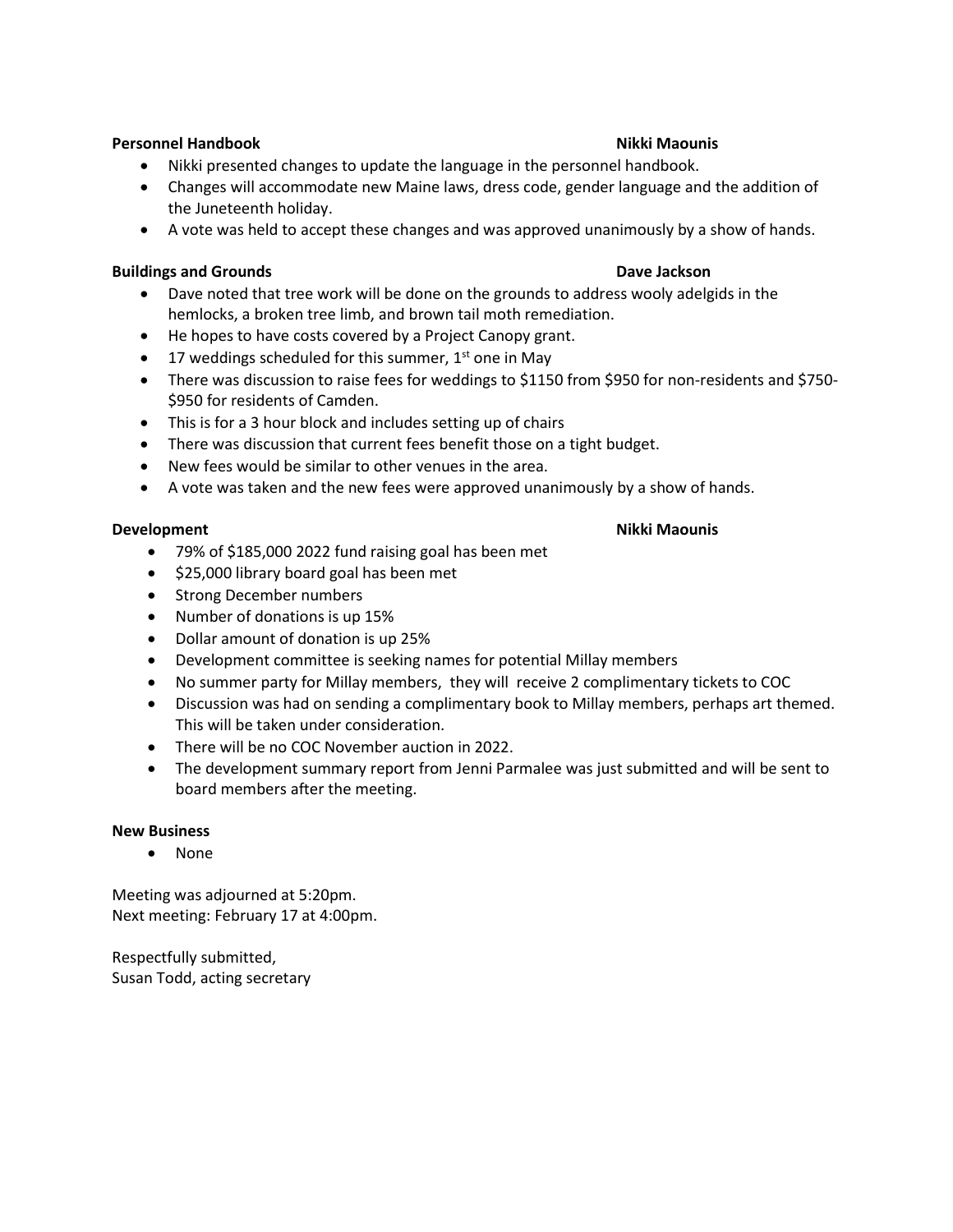**Personnel Handbook** **Nikki Maounis**

- Nikki presented changes to update the language in the personnel handbook.
- Changes will accommodate new Maine laws, dress code, gender language and the addition of the Juneteenth holiday.
- A vote was held to accept these changes and was approved unanimously by a show of hands.

**Buildings and Grounds** **Dave Jackson**

- Dave noted that tree work will be done on the grounds to address wooly adelgids in the hemlocks, a broken tree limb, and brown tail moth remediation.
- He hopes to have costs covered by a Project Canopy grant.
- 17 weddings scheduled for this summer, 1st one in May
- There was discussion to raise fees for weddings to $1150 from $950 for non-residents and $750-$950 for residents of Camden.
- This is for a 3 hour block and includes setting up of chairs
- There was discussion that current fees benefit those on a tight budget.
- New fees would be similar to other venues in the area.
- A vote was taken and the new fees were approved unanimously by a show of hands.

**Development** **Nikki Maounis**

- 79% of $185,000 2022 fund raising goal has been met
- $25,000 library board goal has been met
- Strong December numbers
- Number of donations is up 15%
- Dollar amount of donation is up 25%
- Development committee is seeking names for potential Millay members
- No summer party for Millay members, they will receive 2 complimentary tickets to COC
- Discussion was had on sending a complimentary book to Millay members, perhaps art themed. This will be taken under consideration.
- There will be no COC November auction in 2022.
- The development summary report from Jenni Parmalee was just submitted and will be sent to board members after the meeting.

**New Business**

- None

Meeting was adjourned at 5:20pm.
Next meeting: February 17 at 4:00pm.

Respectfully submitted,
Susan Todd, acting secretary